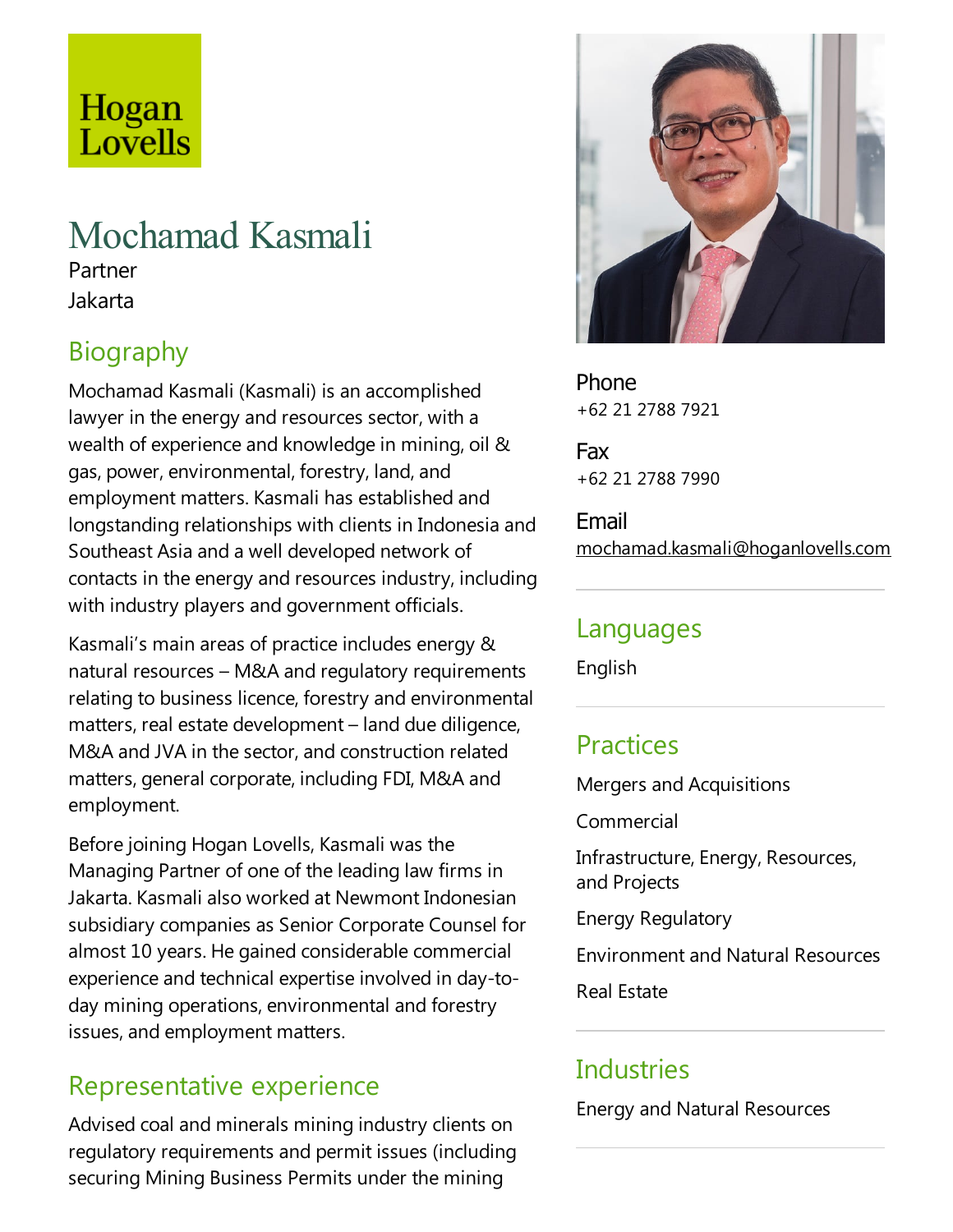Hogan Lovells

# Mochamad Kasmali

Partner

Jakarta

## Biography

Mochamad Kasmali (Kasmali) is an accomplished lawyer in the energy and resources sector, with a wealth of experience and knowledge in mining, oil & gas, power, environmental, forestry, land, and employment matters. Kasmali has established and longstanding relationships with clients in Indonesia and Southeast Asia and a well developed network of contacts in the energy and resources industry, including with industry players and government officials.

Kasmali's main areas of practice includes energy & natural resources – M&A and regulatory requirements relating to business licence, forestry and environmental matters, real estate development – land due diligence, M&A and JVA in the sector, and construction related matters, general corporate, including FDI, M&A and employment.

Before joining Hogan Lovells, Kasmali was the Managing Partner of one of the leading law firms in Jakarta. Kasmali also worked at Newmont Indonesian subsidiary companies as Senior Corporate Counsel for almost 10 years. He gained considerable commercial experience and technical expertise involved in day-to-day mining operations, environmental and forestry issues, and employment matters.

## Representative experience

Advised coal and minerals mining industry clients on regulatory requirements and permit issues (including securing Mining Business Permits under the mining

**Phone**
+62 21 2788 7921

**Fax**
+62 21 2788 7990

**Email**
mochamad.kasmali@hoganlovells.com

## Languages

English

## Practices

Mergers and Acquisitions

Commercial

Infrastructure, Energy, Resources, and Projects

Energy Regulatory

Environment and Natural Resources

Real Estate

## Industries

Energy and Natural Resources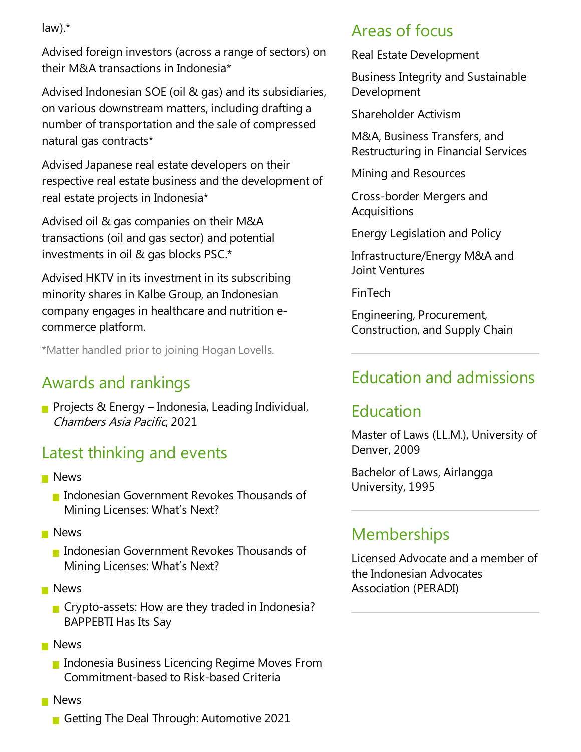law).*

Advised foreign investors (across a range of sectors) on their M&A transactions in Indonesia*

Advised Indonesian SOE (oil & gas) and its subsidiaries, on various downstream matters, including drafting a number of transportation and the sale of compressed natural gas contracts*

Advised Japanese real estate developers on their respective real estate business and the development of real estate projects in Indonesia*

Advised oil & gas companies on their M&A transactions (oil and gas sector) and potential investments in oil & gas blocks PSC.*

Advised HKTV in its investment in its subscribing minority shares in Kalbe Group, an Indonesian company engages in healthcare and nutrition e-commerce platform.

*Matter handled prior to joining Hogan Lovells.

## Awards and rankings

- Projects & Energy – Indonesia, Leading Individual, *Chambers Asia Pacific*, 2021

## Latest thinking and events

- News
  - Indonesian Government Revokes Thousands of Mining Licenses: What's Next?
- News
  - Indonesian Government Revokes Thousands of Mining Licenses: What's Next?
- News
  - Crypto-assets: How are they traded in Indonesia? BAPPEBTI Has Its Say
- News
  - Indonesia Business Licencing Regime Moves From Commitment-based to Risk-based Criteria
- News
  - Getting The Deal Through: Automotive 2021

## Areas of focus

Real Estate Development

Business Integrity and Sustainable Development

Shareholder Activism

M&A, Business Transfers, and Restructuring in Financial Services

Mining and Resources

Cross-border Mergers and Acquisitions

Energy Legislation and Policy

Infrastructure/Energy M&A and Joint Ventures

FinTech

Engineering, Procurement, Construction, and Supply Chain

## Education and admissions

## Education

Master of Laws (LL.M.), University of Denver, 2009

Bachelor of Laws, Airlangga University, 1995

## Memberships

Licensed Advocate and a member of the Indonesian Advocates Association (PERADI)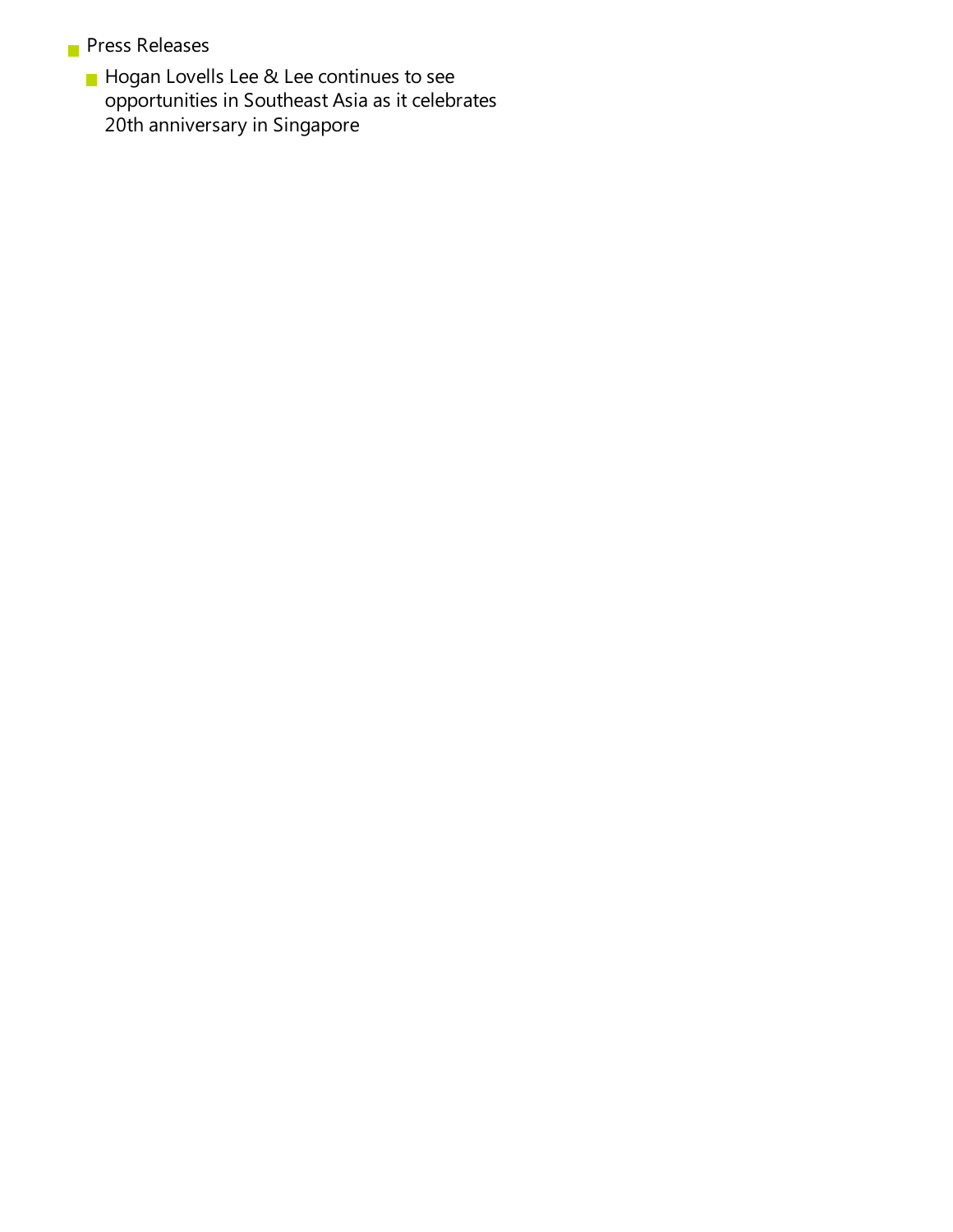- Press Releases
  - Hogan Lovells Lee & Lee continues to see opportunities in Southeast Asia as it celebrates 20th anniversary in Singapore